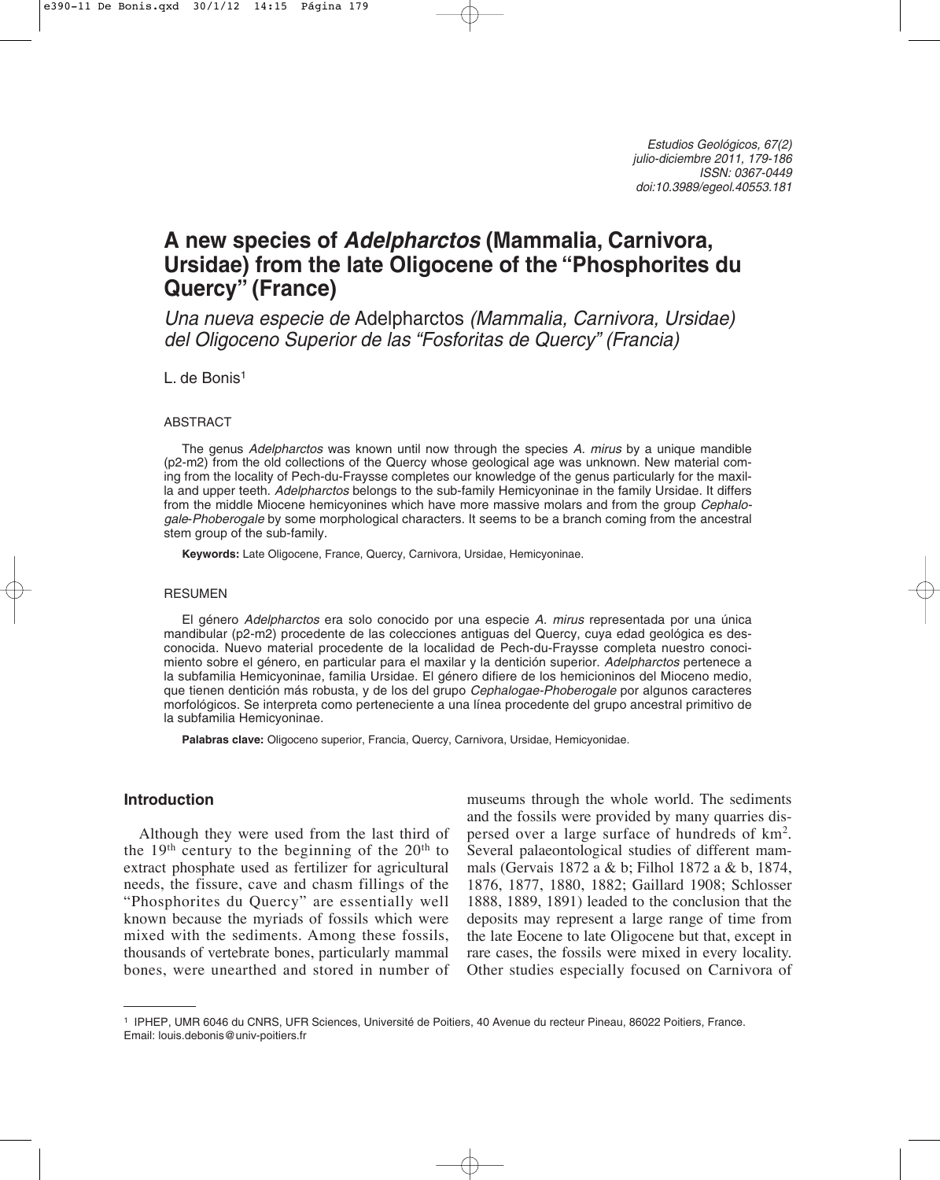# A new species of *Adelpharctos* (Mammalia, Carnivora, Ursidae) from the late Oligocene of the "Phosphorites du Quercy" (France)

*Una nueva especie de* Adelpharctos *(Mammalia, Carnivora, Ursidae) del Oligoceno Superior de las "Fosforitas de Quercy" (Francia)*

L. de Bonis[1]

## ABSTRACT

The genus *Adelpharctos* was known until now through the species *A. mirus* by a unique mandible (p2-m2) from the old collections of the Quercy whose geological age was unknown. New material coming from the locality of Pech-du-Fraysse completes our knowledge of the genus particularly for the maxilla and upper teeth. *Adelpharctos* belongs to the sub-family Hemicyoninae in the family Ursidae. It differs from the middle Miocene hemicyonines which have more massive molars and from the group *Cephalogale-Phoberogale* by some morphological characters. It seems to be a branch coming from the ancestral stem group of the sub-family.

**Keywords:** Late Oligocene, France, Quercy, Carnivora, Ursidae, Hemicyoninae.

## RESUMEN

El género *Adelpharctos* era solo conocido por una especie *A. mirus* representada por una única mandibular (p2-m2) procedente de las colecciones antiguas del Quercy, cuya edad geológica es desconocida. Nuevo material procedente de la localidad de Pech-du-Fraysse completa nuestro conocimiento sobre el género, en particular para el maxilar y la dentición superior. *Adelpharctos* pertenece a la subfamilia Hemicyoninae, familia Ursidae. El género difiere de los hemicioninos del Mioceno medio, que tienen dentición más robusta, y de los del grupo *Cephalogae-Phoberogale* por algunos caracteres morfológicos. Se interpreta como perteneciente a una línea procedente del grupo ancestral primitivo de la subfamilia Hemicyoninae.

**Palabras clave:** Oligoceno superior, Francia, Quercy, Carnivora, Ursidae, Hemicyonidae.

## Introduction

Although they were used from the last third of the 19th century to the beginning of the 20th to extract phosphate used as fertilizer for agricultural needs, the fissure, cave and chasm fillings of the "Phosphorites du Quercy" are essentially well known because the myriads of fossils which were mixed with the sediments. Among these fossils, thousands of vertebrate bones, particularly mammal bones, were unearthed and stored in number of museums through the whole world. The sediments and the fossils were provided by many quarries dispersed over a large surface of hundreds of km$^2$. Several palaeontological studies of different mammals (Gervais 1872 a & b; Filhol 1872 a & b, 1874, 1876, 1877, 1880, 1882; Gaillard 1908; Schlosser 1888, 1889, 1891) leaded to the conclusion that the deposits may represent a large range of time from the late Eocene to late Oligocene but that, except in rare cases, the fossils were mixed in every locality. Other studies especially focused on Carnivora of

[1] IPHEP, UMR 6046 du CNRS, UFR Sciences, Université de Poitiers, 40 Avenue du recteur Pineau, 86022 Poitiers, France. Email: louis.debonis@univ-poitiers.fr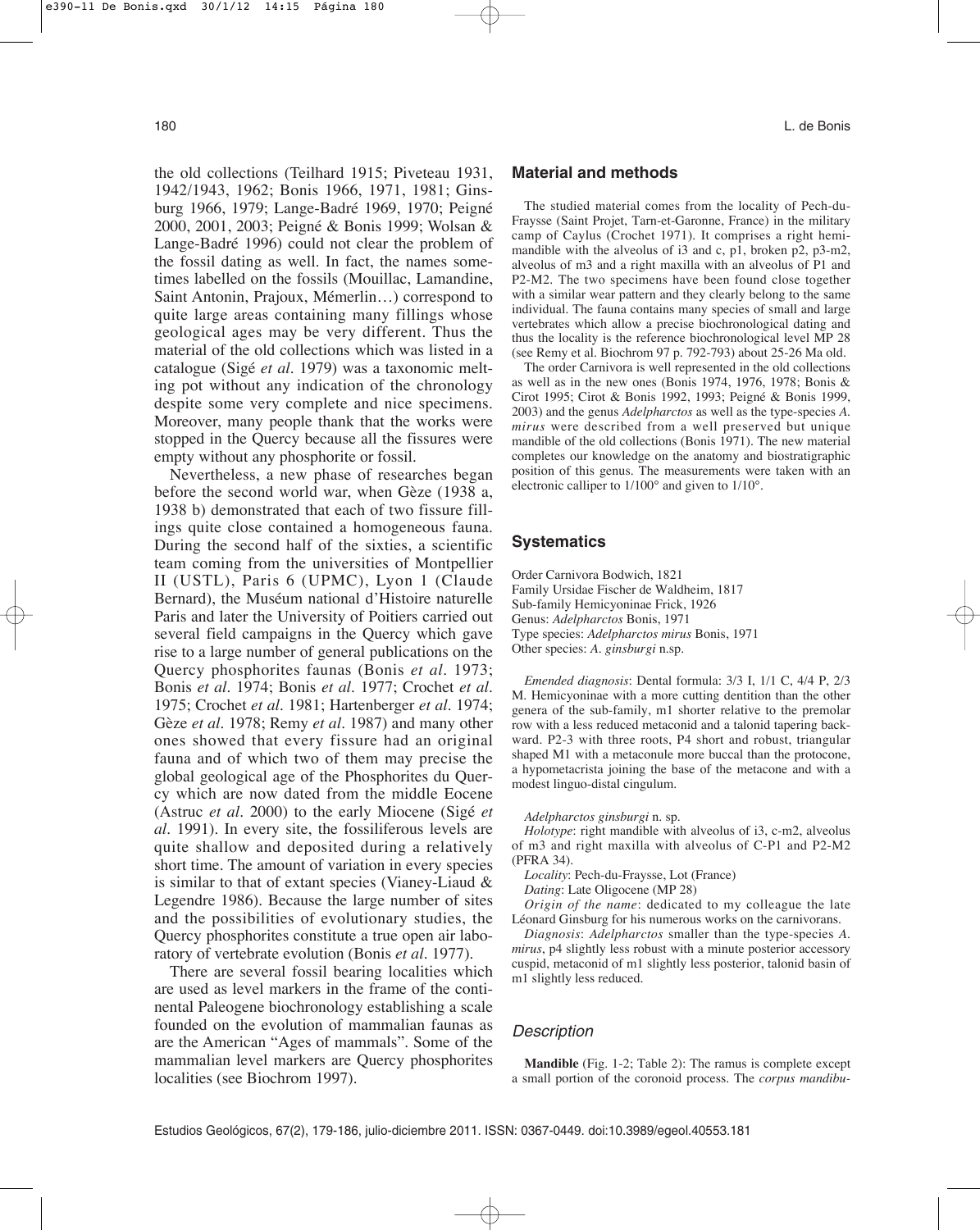the old collections (Teilhard 1915; Piveteau 1931, 1942/1943, 1962; Bonis 1966, 1971, 1981; Ginsburg 1966, 1979; Lange-Badré 1969, 1970; Peigné 2000, 2001, 2003; Peigné & Bonis 1999; Wolsan & Lange-Badré 1996) could not clear the problem of the fossil dating as well. In fact, the names sometimes labelled on the fossils (Mouillac, Lamandine, Saint Antonin, Prajoux, Mémerlin…) correspond to quite large areas containing many fillings whose geological ages may be very different. Thus the material of the old collections which was listed in a catalogue (Sigé *et al.* 1979) was a taxonomic melting pot without any indication of the chronology despite some very complete and nice specimens. Moreover, many people thank that the works were stopped in the Quercy because all the fissures were empty without any phosphorite or fossil.

Nevertheless, a new phase of researches began before the second world war, when Gèze (1938 a, 1938 b) demonstrated that each of two fissure fillings quite close contained a homogeneous fauna. During the second half of the sixties, a scientific team coming from the universities of Montpellier II (USTL), Paris 6 (UPMC), Lyon 1 (Claude Bernard), the Muséum national d'Histoire naturelle Paris and later the University of Poitiers carried out several field campaigns in the Quercy which gave rise to a large number of general publications on the Quercy phosphorites faunas (Bonis *et al.* 1973; Bonis *et al.* 1974; Bonis *et al.* 1977; Crochet *et al.* 1975; Crochet *et al.* 1981; Hartenberger *et al.* 1974; Gèze *et al.* 1978; Remy *et al.* 1987) and many other ones showed that every fissure had an original fauna and of which two of them may precise the global geological age of the Phosphorites du Quercy which are now dated from the middle Eocene (Astruc *et al.* 2000) to the early Miocene (Sigé *et al.* 1991). In every site, the fossiliferous levels are quite shallow and deposited during a relatively short time. The amount of variation in every species is similar to that of extant species (Vianey-Liaud & Legendre 1986). Because the large number of sites and the possibilities of evolutionary studies, the Quercy phosphorites constitute a true open air laboratory of vertebrate evolution (Bonis *et al.* 1977).

There are several fossil bearing localities which are used as level markers in the frame of the continental Paleogene biochronology establishing a scale founded on the evolution of mammalian faunas as are the American "Ages of mammals". Some of the mammalian level markers are Quercy phosphorites localities (see Biochrom 1997).

## Material and methods

The studied material comes from the locality of Pech-du-Fraysse (Saint Projet, Tarn-et-Garonne, France) in the military camp of Caylus (Crochet 1971). It comprises a right hemimandible with the alveolus of i3 and c, p1, broken p2, p3-m2, alveolus of m3 and a right maxilla with an alveolus of P1 and P2-M2. The two specimens have been found close together with a similar wear pattern and they clearly belong to the same individual. The fauna contains many species of small and large vertebrates which allow a precise biochronological dating and thus the locality is the reference biochronological level MP 28 (see Remy et al. Biochrom 97 p. 792-793) about 25-26 Ma old.

The order Carnivora is well represented in the old collections as well as in the new ones (Bonis 1974, 1976, 1978; Bonis & Cirot 1995; Cirot & Bonis 1992, 1993; Peigné & Bonis 1999, 2003) and the genus *Adelpharctos* as well as the type-species *A. mirus* were described from a well preserved but unique mandible of the old collections (Bonis 1971). The new material completes our knowledge on the anatomy and biostratigraphic position of this genus. The measurements were taken with an electronic calliper to 1/100° and given to 1/10°.

## Systematics

Order Carnivora Bodwich, 1821
Family Ursidae Fischer de Waldheim, 1817
Sub-family Hemicyoninae Frick, 1926
Genus: *Adelpharctos* Bonis, 1971
Type species: *Adelpharctos mirus* Bonis, 1971
Other species: *A. ginsburgi* n.sp.

*Emended diagnosis*: Dental formula: 3/3 I, 1/1 C, 4/4 P, 2/3 M. Hemicyoninae with a more cutting dentition than the other genera of the sub-family, m1 shorter relative to the premolar row with a less reduced metaconid and a talonid tapering backward. P2-3 with three roots, P4 short and robust, triangular shaped M1 with a metaconule more buccal than the protocone, a hypometacrista joining the base of the metacone and with a modest linguo-distal cingulum.

*Adelpharctos ginsburgi* n. sp.

*Holotype*: right mandible with alveolus of i3, c-m2, alveolus of m3 and right maxilla with alveolus of C-P1 and P2-M2 (PFRA 34).

*Locality*: Pech-du-Fraysse, Lot (France)

*Dating*: Late Oligocene (MP 28)

*Origin of the name*: dedicated to my colleague the late Léonard Ginsburg for his numerous works on the carnivorans.

*Diagnosis*: *Adelpharctos* smaller than the type-species *A. mirus*, p4 slightly less robust with a minute posterior accessory cuspid, metaconid of m1 slightly less posterior, talonid basin of m1 slightly less reduced.

### *Description*

**Mandible** (Fig. 1-2; Table 2): The ramus is complete except a small portion of the coronoid process. The *corpus mandibu-*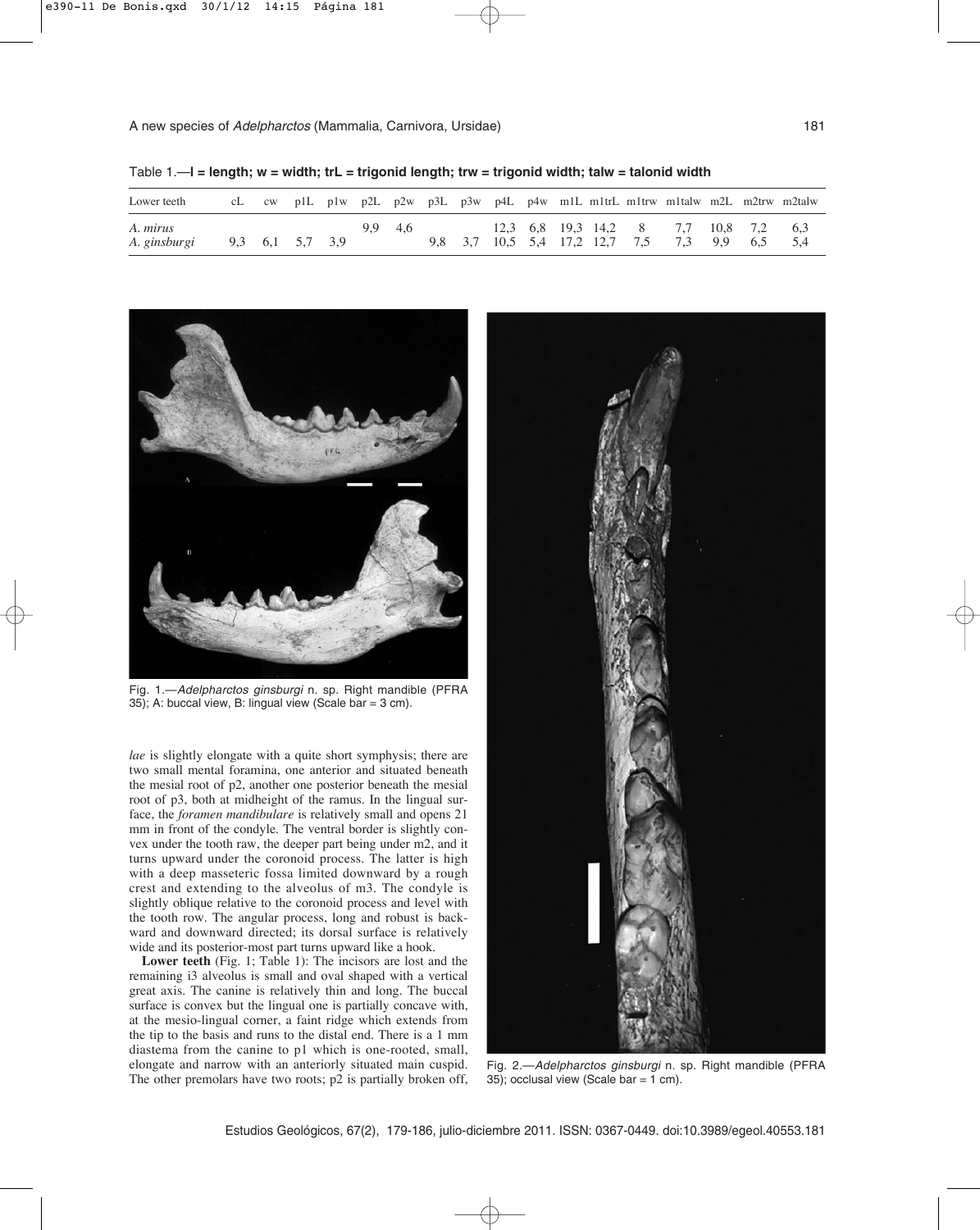Table 1.—**l = length; w = width; trL = trigonid length; trw = trigonid width; talw = talonid width**

| Lower teeth | cL | cw | p1L | p1w | p2L | p2w | p3L | p3w | p4L | p4w | m1L | m1trL | m1trw | m1talw | m2L | m2trw | m2talw |
|---|---|---|---|---|---|---|---|---|---|---|---|---|---|---|---|---|---|
| *A. mirus* | | | | | 9,9 | 4,6 | | | 12,3 | 6,8 | 19,3 | 14,2 | 8 | 7,7 | 10,8 | 7,2 | 6,3 |
| *A. ginsburgi* | 9,3 | 6,1 | 5,7 | 3,9 | | | 9,8 | 3,7 | 10,5 | 5,4 | 17,2 | 12,7 | 7,5 | 7,3 | 9,9 | 6,5 | 5,4 |

Fig. 1.—*Adelpharctos ginsburgi* n. sp. Right mandible (PFRA 35); A: buccal view, B: lingual view (Scale bar = 3 cm).

*lae* is slightly elongate with a quite short symphysis; there are two small mental foramina, one anterior and situated beneath the mesial root of p2, another one posterior beneath the mesial root of p3, both at midheight of the ramus. In the lingual surface, the *foramen mandibulare* is relatively small and opens 21 mm in front of the condyle. The ventral border is slightly convex under the tooth raw, the deeper part being under m2, and it turns upward under the coronoid process. The latter is high with a deep masseteric fossa limited downward by a rough crest and extending to the alveolus of m3. The condyle is slightly oblique relative to the coronoid process and level with the tooth row. The angular process, long and robust is backward and downward directed; its dorsal surface is relatively wide and its posterior-most part turns upward like a hook.

**Lower teeth** (Fig. 1; Table 1): The incisors are lost and the remaining i3 alveolus is small and oval shaped with a vertical great axis. The canine is relatively thin and long. The buccal surface is convex but the lingual one is partially concave with, at the mesio-lingual corner, a faint ridge which extends from the tip to the basis and runs to the distal end. There is a 1 mm diastema from the canine to p1 which is one-rooted, small, elongate and narrow with an anteriorly situated main cuspid. The other premolars have two roots; p2 is partially broken off,

Fig. 2.—*Adelpharctos ginsburgi* n. sp. Right mandible (PFRA 35); occlusal view (Scale bar = 1 cm).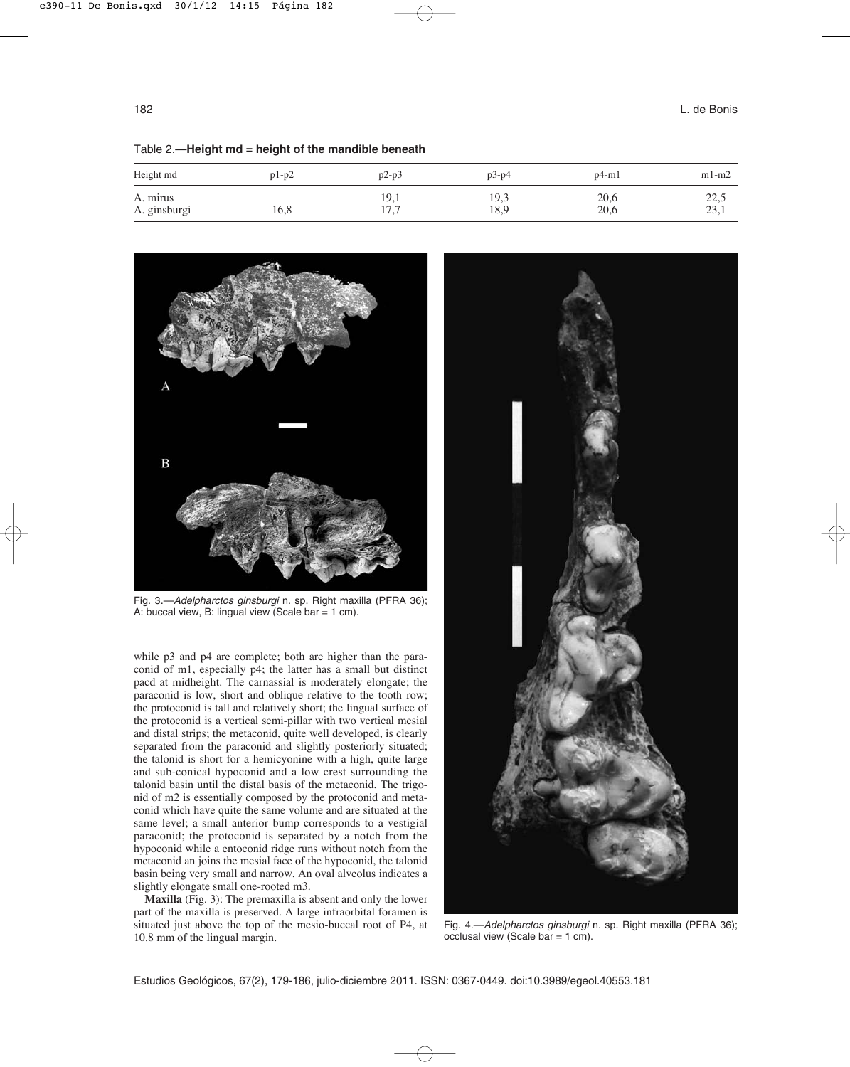Table 2.—**Height md = height of the mandible beneath**

| Height md | p1-p2 | p2-p3 | p3-p4 | p4-m1 | m1-m2 |
|---|---|---|---|---|---|
| A. mirus | | 19,1 | 19,3 | 20,6 | 22,5 |
| A. ginsburgi | 16,8 | 17,7 | 18,9 | 20,6 | 23,1 |

Fig. 3.—*Adelpharctos ginsburgi* n. sp. Right maxilla (PFRA 36); A: buccal view, B: lingual view (Scale bar = 1 cm).

while p3 and p4 are complete; both are higher than the paraconid of m1, especially p4; the latter has a small but distinct pacd at midheight. The carnassial is moderately elongate; the paraconid is low, short and oblique relative to the tooth row; the protoconid is tall and relatively short; the lingual surface of the protoconid is a vertical semi-pillar with two vertical mesial and distal strips; the metaconid, quite well developed, is clearly separated from the paraconid and slightly posteriorly situated; the talonid is short for a hemicyonine with a high, quite large and sub-conical hypoconid and a low crest surrounding the talonid basin until the distal basis of the metaconid. The trigonid of m2 is essentially composed by the protoconid and metaconid which have quite the same volume and are situated at the same level; a small anterior bump corresponds to a vestigial paraconid; the protoconid is separated by a notch from the hypoconid while a entoconid ridge runs without notch from the metaconid an joins the mesial face of the hypoconid, the talonid basin being very small and narrow. An oval alveolus indicates a slightly elongate small one-rooted m3.

**Maxilla** (Fig. 3): The premaxilla is absent and only the lower part of the maxilla is preserved. A large infraorbital foramen is situated just above the top of the mesio-buccal root of P4, at 10.8 mm of the lingual margin.

Fig. 4.—*Adelpharctos ginsburgi* n. sp. Right maxilla (PFRA 36); occlusal view (Scale bar = 1 cm).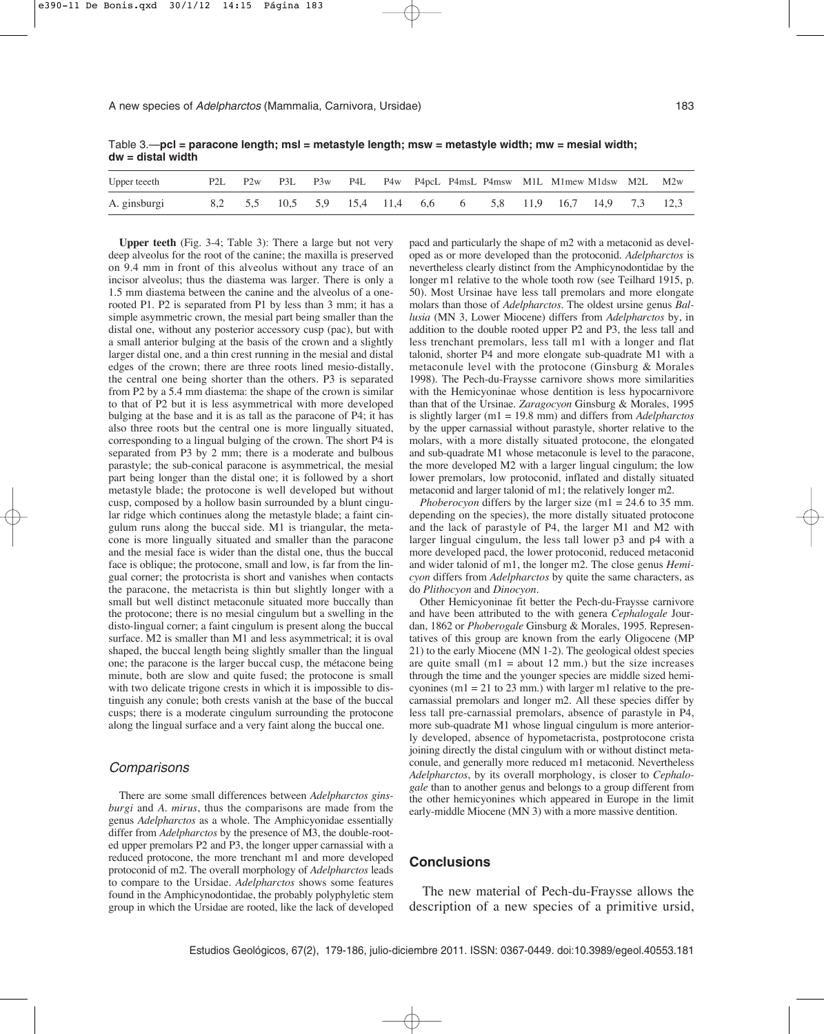Table 3.—**pcl = paracone length; msl = metastyle length; msw = metastyle width; mw = mesial width; dw = distal width**

| Upper teeeth | P2L | P2w | P3L | P3w | P4L | P4w | P4pcL | P4msL | P4msw | M1L | M1mew | M1dsw | M2L | M2w |
|---|---|---|---|---|---|---|---|---|---|---|---|---|---|---|
| A. ginsburgi | 8,2 | 5,5 | 10,5 | 5,9 | 15,4 | 11,4 | 6,6 | 6 | 5,8 | 11,9 | 16,7 | 14,9 | 7,3 | 12,3 |

**Upper teeth** (Fig. 3-4; Table 3): There a large but not very deep alveolus for the root of the canine; the maxilla is preserved on 9.4 mm in front of this alveolus without any trace of an incisor alveolus; thus the diastema was larger. There is only a 1.5 mm diastema between the canine and the alveolus of a one-rooted P1. P2 is separated from P1 by less than 3 mm; it has a simple asymmetric crown, the mesial part being smaller than the distal one, without any posterior accessory cusp (pac), but with a small anterior bulging at the basis of the crown and a slightly larger distal one, and a thin crest running in the mesial and distal edges of the crown; there are three roots lined mesio-distally, the central one being shorter than the others. P3 is separated from P2 by a 5.4 mm diastema: the shape of the crown is similar to that of P2 but it is less asymmetrical with more developed bulging at the base and it is as tall as the paracone of P4; it has also three roots but the central one is more lingually situated, corresponding to a lingual bulging of the crown. The short P4 is separated from P3 by 2 mm; there is a moderate and bulbous parastyle; the sub-conical paracone is asymmetrical, the mesial part being longer than the distal one; it is followed by a short metastyle blade; the protocone is well developed but without cusp, composed by a hollow basin surrounded by a blunt cingular ridge which continues along the metastyle blade; a faint cingulum runs along the buccal side. M1 is triangular, the metacone is more lingually situated and smaller than the paracone and the mesial face is wider than the distal one, thus the buccal face is oblique; the protocone, small and low, is far from the lingual corner; the protocrista is short and vanishes when contacts the paracone, the metacrista is thin but slightly longer with a small but well distinct metaconule situated more buccally than the protocone; there is no mesial cingulum but a swelling in the disto-lingual corner; a faint cingulum is present along the buccal surface. M2 is smaller than M1 and less asymmetrical; it is oval shaped, the buccal length being slightly smaller than the lingual one; the paracone is the larger buccal cusp, the métacone being minute, both are slow and quite fused; the protocone is small with two delicate trigone crests in which it is impossible to distinguish any conule; both crests vanish at the base of the buccal cusps; there is a moderate cingulum surrounding the protocone along the lingual surface and a very faint along the buccal one.

## *Comparisons*

There are some small differences between *Adelpharctos ginsburgi* and *A. mirus*, thus the comparisons are made from the genus *Adelpharctos* as a whole. The Amphicyonidae essentially differ from *Adelpharctos* by the presence of M3, the double-rooted upper premolars P2 and P3, the longer upper carnassial with a reduced protocone, the more trenchant m1 and more developed protoconid of m2. The overall morphology of *Adelpharctos* leads to compare to the Ursidae. *Adelpharctos* shows some features found in the Amphicynodontidae, the probably polyphyletic stem group in which the Ursidae are rooted, like the lack of developed pacd and particularly the shape of m2 with a metaconid as developed as or more developed than the protoconid. *Adelpharctos* is nevertheless clearly distinct from the Amphicynodontidae by the longer m1 relative to the whole tooth row (see Teilhard 1915, p. 50). Most Ursinae have less tall premolars and more elongate molars than those of *Adelpharctos*. The oldest ursine genus *Ballusia* (MN 3, Lower Miocene) differs from *Adelpharctos* by, in addition to the double rooted upper P2 and P3, the less tall and less trenchant premolars, less tall m1 with a longer and flat talonid, shorter P4 and more elongate sub-quadrate M1 with a metaconule level with the protocone (Ginsburg & Morales 1998). The Pech-du-Fraysse carnivore shows more similarities with the Hemicyoninae whose dentition is less hypocarnivore than that of the Ursinae. *Zaragocyon* Ginsburg & Morales, 1995 is slightly larger (m1 = 19.8 mm) and differs from *Adelpharctos* by the upper carnassial without parastyle, shorter relative to the molars, with a more distally situated protocone, the elongated and sub-quadrate M1 whose metaconule is level to the paracone, the more developed M2 with a larger lingual cingulum; the low lower premolars, low protoconid, inflated and distally situated metaconid and larger talonid of m1; the relatively longer m2.

*Phoberocyon* differs by the larger size (m1 = 24.6 to 35 mm. depending on the species), the more distally situated protocone and the lack of parastyle of P4, the larger M1 and M2 with larger lingual cingulum, the less tall lower p3 and p4 with a more developed pacd, the lower protoconid, reduced metaconid and wider talonid of m1, the longer m2. The close genus *Hemicyon* differs from *Adelpharctos* by quite the same characters, as do *Plithocyon* and *Dinocyon*.

Other Hemicyoninae fit better the Pech-du-Fraysse carnivore and have been attributed to the with genera *Cephalogale* Jourdan, 1862 or *Phoberogale* Ginsburg & Morales, 1995. Representatives of this group are known from the early Oligocene (MP 21) to the early Miocene (MN 1-2). The geological oldest species are quite small (m1 = about 12 mm.) but the size increases through the time and the younger species are middle sized hemicyonines (m1 = 21 to 23 mm.) with larger m1 relative to the precarnassial premolars and longer m2. All these species differ by less tall pre-carnassial premolars, absence of parastyle in P4, more sub-quadrate M1 whose lingual cingulum is more anteriorly developed, absence of hypometacrista, postprotocone crista joining directly the distal cingulum with or without distinct metaconule, and generally more reduced m1 metaconid. Nevertheless *Adelpharctos*, by its overall morphology, is closer to *Cephalogale* than to another genus and belongs to a group different from the other hemicyonines which appeared in Europe in the limit early-middle Miocene (MN 3) with a more massive dentition.

## **Conclusions**

The new material of Pech-du-Fraysse allows the description of a new species of a primitive ursid,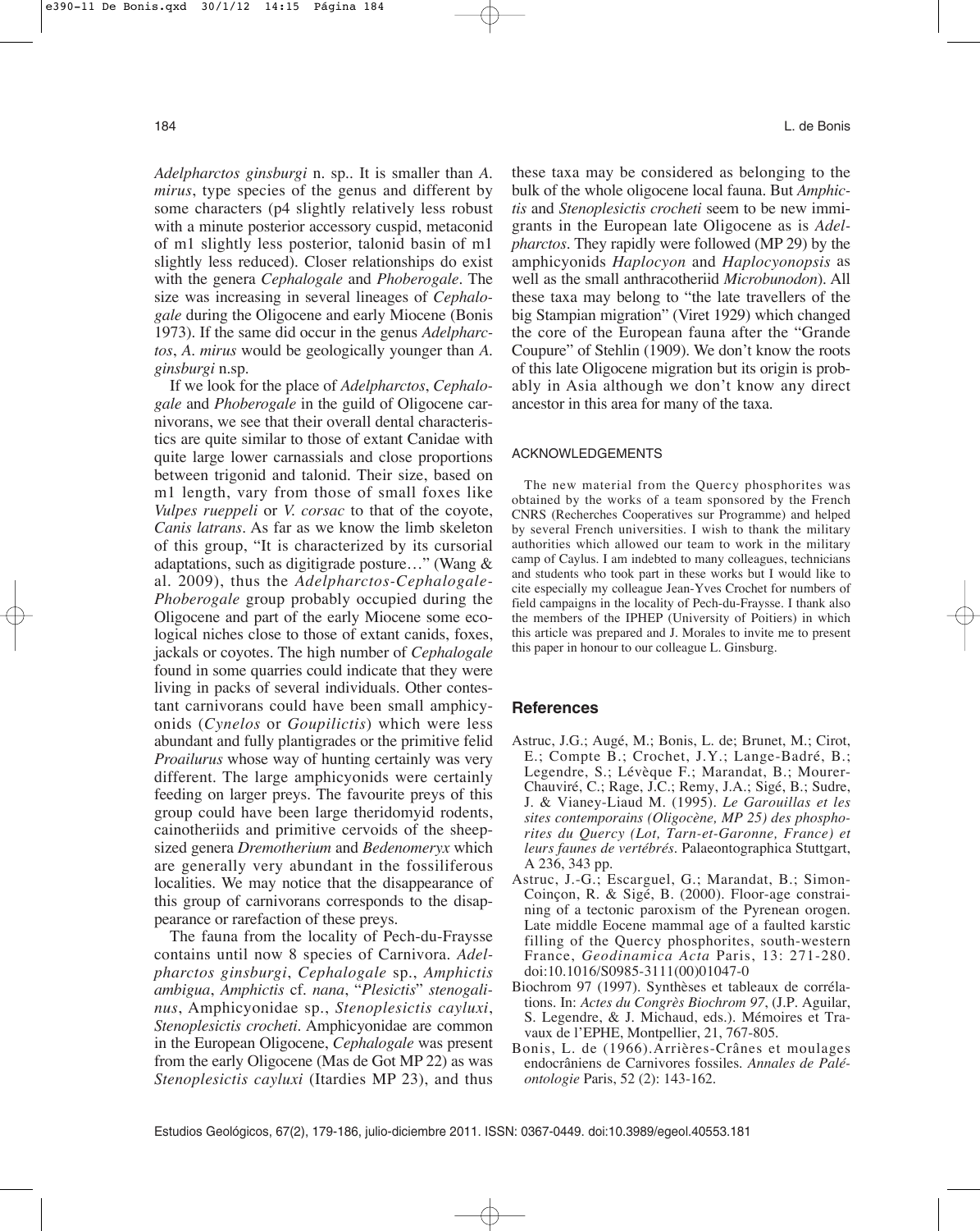*Adelpharctos ginsburgi* n. sp.. It is smaller than *A. mirus*, type species of the genus and different by some characters (p4 slightly relatively less robust with a minute posterior accessory cuspid, metaconid of m1 slightly less posterior, talonid basin of m1 slightly less reduced). Closer relationships do exist with the genera *Cephalogale* and *Phoberogale*. The size was increasing in several lineages of *Cephalogale* during the Oligocene and early Miocene (Bonis 1973). If the same did occur in the genus *Adelpharctos*, *A. mirus* would be geologically younger than *A. ginsburgi* n.sp.

If we look for the place of *Adelpharctos*, *Cephalogale* and *Phoberogale* in the guild of Oligocene carnivorans, we see that their overall dental characteristics are quite similar to those of extant Canidae with quite large lower carnassials and close proportions between trigonid and talonid. Their size, based on m1 length, vary from those of small foxes like *Vulpes rueppeli* or *V. corsac* to that of the coyote, *Canis latrans*. As far as we know the limb skeleton of this group, "It is characterized by its cursorial adaptations, such as digitigrade posture…" (Wang & al. 2009), thus the *Adelpharctos-Cephalogale-Phoberogale* group probably occupied during the Oligocene and part of the early Miocene some ecological niches close to those of extant canids, foxes, jackals or coyotes. The high number of *Cephalogale* found in some quarries could indicate that they were living in packs of several individuals. Other contestant carnivorans could have been small amphicyonids (*Cynelos* or *Goupilictis*) which were less abundant and fully plantigrades or the primitive felid *Proailurus* whose way of hunting certainly was very different. The large amphicyonids were certainly feeding on larger preys. The favourite preys of this group could have been large theridomyid rodents, cainotheriids and primitive cervoids of the sheep-sized genera *Dremotherium* and *Bedenomeryx* which are generally very abundant in the fossiliferous localities. We may notice that the disappearance of this group of carnivorans corresponds to the disappearance or rarefaction of these preys.

The fauna from the locality of Pech-du-Fraysse contains until now 8 species of Carnivora. *Adelpharctos ginsburgi*, *Cephalogale* sp., *Amphictis ambigua*, *Amphictis* cf. *nana*, "*Plesictis*" *stenogalinus*, Amphicyonidae sp., *Stenoplesictis cayluxi*, *Stenoplesictis crocheti*. Amphicyonidae are common in the European Oligocene, *Cephalogale* was present from the early Oligocene (Mas de Got MP 22) as was *Stenoplesictis cayluxi* (Itardies MP 23), and thus these taxa may be considered as belonging to the bulk of the whole oligocene local fauna. But *Amphictis* and *Stenoplesictis crocheti* seem to be new immigrants in the European late Oligocene as is *Adelpharctos*. They rapidly were followed (MP 29) by the amphicyonids *Haplocyon* and *Haplocyonopsis* as well as the small anthracotheriid *Microbunodon*). All these taxa may belong to "the late travellers of the big Stampian migration" (Viret 1929) which changed the core of the European fauna after the "Grande Coupure" of Stehlin (1909). We don't know the roots of this late Oligocene migration but its origin is probably in Asia although we don't know any direct ancestor in this area for many of the taxa.

## ACKNOWLEDGEMENTS

The new material from the Quercy phosphorites was obtained by the works of a team sponsored by the French CNRS (Recherches Cooperatives sur Programme) and helped by several French universities. I wish to thank the military authorities which allowed our team to work in the military camp of Caylus. I am indebted to many colleagues, technicians and students who took part in these works but I would like to cite especially my colleague Jean-Yves Crochet for numbers of field campaigns in the locality of Pech-du-Fraysse. I thank also the members of the IPHEP (University of Poitiers) in which this article was prepared and J. Morales to invite me to present this paper in honour to our colleague L. Ginsburg.

## References

Astruc, J.G.; Augé, M.; Bonis, L. de; Brunet, M.; Cirot, E.; Compte B.; Crochet, J.Y.; Lange-Badré, B.; Legendre, S.; Lévèque F.; Marandat, B.; Mourer-Chauviré, C.; Rage, J.C.; Remy, J.A.; Sigé, B.; Sudre, J. & Vianey-Liaud M. (1995). *Le Garouillas et les sites contemporains (Oligocène, MP 25) des phosphorites du Quercy (Lot, Tarn-et-Garonne, France) et leurs faunes de vertébrés*. Palaeontographica Stuttgart, A 236, 343 pp.

Astruc, J.-G.; Escarguel, G.; Marandat, B.; Simon-Coinçon, R. & Sigé, B. (2000). Floor-age constraining of a tectonic paroxism of the Pyrenean orogen. Late middle Eocene mammal age of a faulted karstic filling of the Quercy phosphorites, south-western France, *Geodinamica Acta* Paris, 13: 271-280. doi:10.1016/S0985-3111(00)01047-0

Biochrom 97 (1997). Synthèses et tableaux de corrélations. In: *Actes du Congrès Biochrom 97*, (J.P. Aguilar, S. Legendre, & J. Michaud, eds.). Mémoires et Travaux de l'EPHE, Montpellier, 21, 767-805.

Bonis, L. de (1966). Arrières-Crânes et moulages endocrâniens de Carnivores fossiles. *Annales de Paléontologie* Paris, 52 (2): 143-162.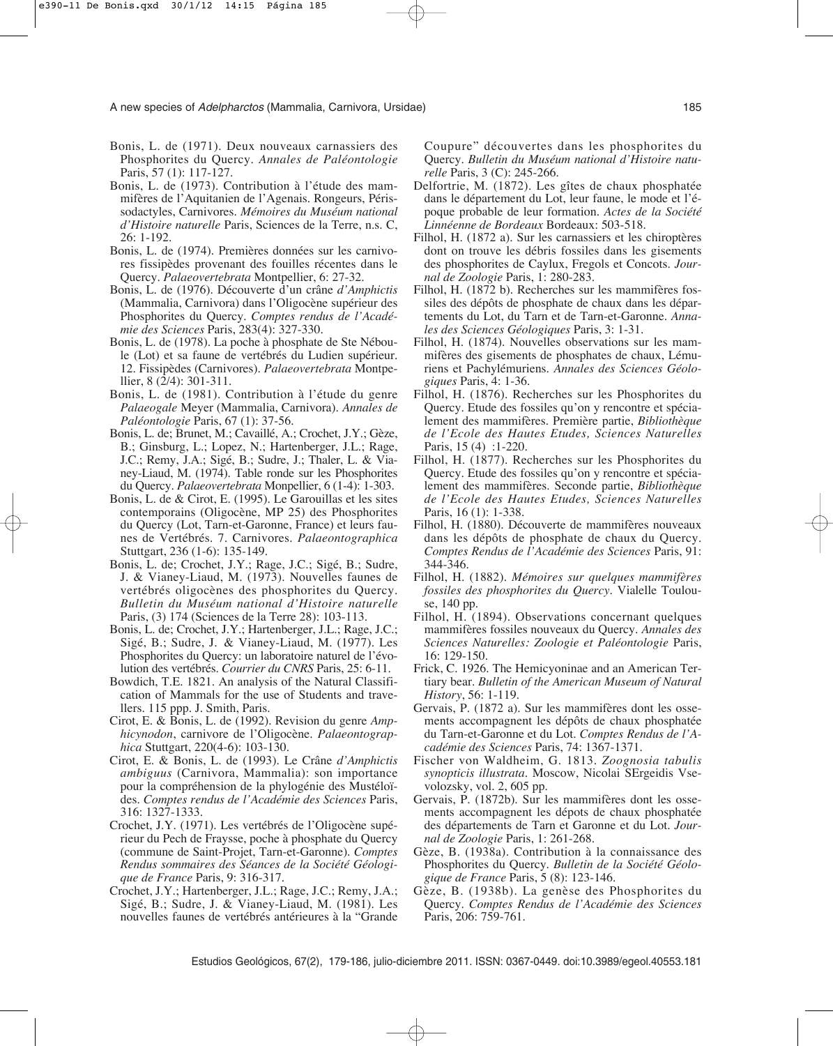Bonis, L. de (1971). Deux nouveaux carnassiers des Phosphorites du Quercy. *Annales de Paléontologie* Paris, 57 (1): 117-127.

Bonis, L. de (1973). Contribution à l'étude des mammifères de l'Aquitanien de l'Agenais. Rongeurs, Périssodactyles, Carnivores. *Mémoires du Muséum national d'Histoire naturelle* Paris, Sciences de la Terre, n.s. C, 26: 1-192.

Bonis, L. de (1974). Premières données sur les carnivores fissipèdes provenant des fouilles récentes dans le Quercy. *Palaeovertebrata* Montpellier, 6: 27-32.

Bonis, L. de (1976). Découverte d'un crâne *d'Amphictis* (Mammalia, Carnivora) dans l'Oligocène supérieur des Phosphorites du Quercy. *Comptes rendus de l'Académie des Sciences* Paris, 283(4): 327-330.

Bonis, L. de (1978). La poche à phosphate de Ste Néboule (Lot) et sa faune de vertébrés du Ludien supérieur. 12. Fissipèdes (Carnivores). *Palaeovertebrata* Montpellier, 8 (2/4): 301-311.

Bonis, L. de (1981). Contribution à l'étude du genre *Palaeogale* Meyer (Mammalia, Carnivora). *Annales de Paléontologie* Paris, 67 (1): 37-56.

Bonis, L. de; Brunet, M.; Cavaillé, A.; Crochet, J.Y.; Gèze, B.; Ginsburg, L.; Lopez, N.; Hartenberger, J.L.; Rage, J.C.; Remy, J.A.; Sigé, B.; Sudre, J.; Thaler, L. & Vianey-Liaud, M. (1974). Table ronde sur les Phosphorites du Quercy. *Palaeovertebrata* Monpellier, 6 (1-4): 1-303.

Bonis, L. de & Cirot, E. (1995). Le Garouillas et les sites contemporains (Oligocène, MP 25) des Phosphorites du Quercy (Lot, Tarn-et-Garonne, France) et leurs faunes de Vertébrés. 7. Carnivores. *Palaeontographica* Stuttgart, 236 (1-6): 135-149.

Bonis, L. de; Crochet, J.Y.; Rage, J.C.; Sigé, B.; Sudre, J. & Vianey-Liaud, M. (1973). Nouvelles faunes de vertébrés oligocènes des phosphorites du Quercy. *Bulletin du Muséum national d'Histoire naturelle* Paris, (3) 174 (Sciences de la Terre 28): 103-113.

Bonis, L. de; Crochet, J.Y.; Hartenberger, J.L.; Rage, J.C.; Sigé, B.; Sudre, J. & Vianey-Liaud, M. (1977). Les Phosphorites du Quercy: un laboratoire naturel de l'évolution des vertébrés. *Courrier du CNRS* Paris, 25: 6-11.

Bowdich, T.E. 1821. An analysis of the Natural Classification of Mammals for the use of Students and travellers. 115 ppp. J. Smith, Paris.

Cirot, E. & Bonis, L. de (1992). Revision du genre *Amphicynodon*, carnivore de l'Oligocène. *Palaeontographica* Stuttgart, 220(4-6): 103-130.

Cirot, E. & Bonis, L. de (1993). Le Crâne *d'Amphictis ambiguus* (Carnivora, Mammalia): son importance pour la compréhension de la phylogénie des Mustéloïdes. *Comptes rendus de l'Académie des Sciences* Paris, 316: 1327-1333.

Crochet, J.Y. (1971). Les vertébrés de l'Oligocène supérieur du Pech de Fraysse, poche à phosphate du Quercy (commune de Saint-Projet, Tarn-et-Garonne). *Comptes Rendus sommaires des Séances de la Société Géologique de France* Paris, 9: 316-317.

Crochet, J.Y.; Hartenberger, J.L.; Rage, J.C.; Remy, J.A.; Sigé, B.; Sudre, J. & Vianey-Liaud, M. (1981). Les nouvelles faunes de vertébrés antérieures à la "Grande Coupure" découvertes dans les phosphorites du Quercy. *Bulletin du Muséum national d'Histoire naturelle* Paris, 3 (C): 245-266.

Delfortrie, M. (1872). Les gîtes de chaux phosphatée dans le département du Lot, leur faune, le mode et l'époque probable de leur formation. *Actes de la Société Linnéenne de Bordeaux* Bordeaux: 503-518.

Filhol, H. (1872 a). Sur les carnassiers et les chiroptères dont on trouve les débris fossiles dans les gisements des phosphorites de Caylux, Fregols et Concots. *Journal de Zoologie* Paris, 1: 280-283.

Filhol, H. (1872 b). Recherches sur les mammifères fossiles des dépôts de phosphate de chaux dans les départements du Lot, du Tarn et de Tarn-et-Garonne. *Annales des Sciences Géologiques* Paris, 3: 1-31.

Filhol, H. (1874). Nouvelles observations sur les mammifères des gisements de phosphates de chaux, Lémuriens et Pachylémuriens. *Annales des Sciences Géologiques* Paris, 4: 1-36.

Filhol, H. (1876). Recherches sur les Phosphorites du Quercy. Etude des fossiles qu'on y rencontre et spécialement des mammifères. Première partie, *Bibliothèque de l'Ecole des Hautes Etudes, Sciences Naturelles* Paris, 15 (4) :1-220.

Filhol, H. (1877). Recherches sur les Phosphorites du Quercy. Etude des fossiles qu'on y rencontre et spécialement des mammifères. Seconde partie, *Bibliothèque de l'Ecole des Hautes Etudes, Sciences Naturelles* Paris, 16 (1): 1-338.

Filhol, H. (1880). Découverte de mammifères nouveaux dans les dépôts de phosphate de chaux du Quercy. *Comptes Rendus de l'Académie des Sciences* Paris, 91: 344-346.

Filhol, H. (1882). *Mémoires sur quelques mammifères fossiles des phosphorites du Quercy*. Vialelle Toulouse, 140 pp.

Filhol, H. (1894). Observations concernant quelques mammifères fossiles nouveaux du Quercy. *Annales des Sciences Naturelles: Zoologie et Paléontologie* Paris, 16: 129-150.

Frick, C. 1926. The Hemicyoninae and an American Tertiary bear. *Bulletin of the American Museum of Natural History*, 56: 1-119.

Gervais, P. (1872 a). Sur les mammifères dont les ossements accompagnent les dépôts de chaux phosphatée du Tarn-et-Garonne et du Lot. *Comptes Rendus de l'Académie des Sciences* Paris, 74: 1367-1371.

Fischer von Waldheim, G. 1813. *Zoognosia tabulis synopticis illustrata*. Moscow, Nicolai SErgeidis Vsevolozsky, vol. 2, 605 pp.

Gervais, P. (1872b). Sur les mammifères dont les ossements accompagnent les dépots de chaux phosphatée des départements de Tarn et Garonne et du Lot. *Journal de Zoologie* Paris, 1: 261-268.

Gèze, B. (1938a). Contribution à la connaissance des Phosphorites du Quercy. *Bulletin de la Société Géologique de France* Paris, 5 (8): 123-146.

Gèze, B. (1938b). La genèse des Phosphorites du Quercy. *Comptes Rendus de l'Académie des Sciences* Paris, 206: 759-761.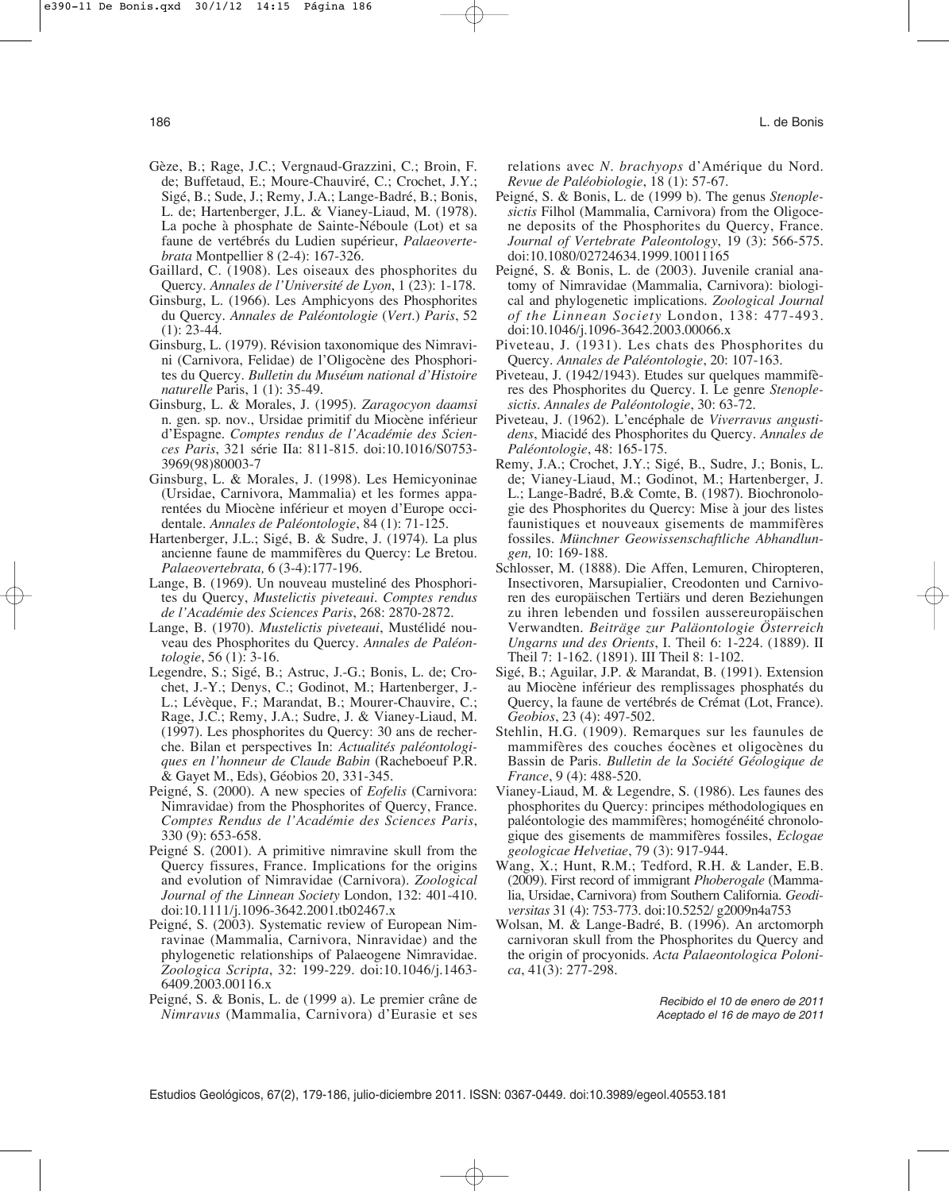Gèze, B.; Rage, J.C.; Vergnaud-Grazzini, C.; Broin, F. de; Buffetaud, E.; Moure-Chauviré, C.; Crochet, J.Y.; Sigé, B.; Sude, J.; Remy, J.A.; Lange-Badré, B.; Bonis, L. de; Hartenberger, J.L. & Vianey-Liaud, M. (1978). La poche à phosphate de Sainte-Néboule (Lot) et sa faune de vertébrés du Ludien supérieur, *Palaeovertebrata* Montpellier 8 (2-4): 167-326.

Gaillard, C. (1908). Les oiseaux des phosphorites du Quercy. *Annales de l'Université de Lyon*, 1 (23): 1-178.

Ginsburg, L. (1966). Les Amphicyons des Phosphorites du Quercy. *Annales de Paléontologie* (*Vert.*) *Paris*, 52 (1): 23-44.

Ginsburg, L. (1979). Révision taxonomique des Nimravini (Carnivora, Felidae) de l'Oligocène des Phosphorites du Quercy. *Bulletin du Muséum national d'Histoire naturelle* Paris, 1 (1): 35-49.

Ginsburg, L. & Morales, J. (1995). *Zaragocyon daamsi* n. gen. sp. nov., Ursidae primitif du Miocène inférieur d'Espagne. *Comptes rendus de l'Académie des Sciences Paris*, 321 série IIa: 811-815. doi:10.1016/S0753-3969(98)80003-7

Ginsburg, L. & Morales, J. (1998). Les Hemicyoninae (Ursidae, Carnivora, Mammalia) et les formes apparentées du Miocène inférieur et moyen d'Europe occidentale. *Annales de Paléontologie*, 84 (1): 71-125.

Hartenberger, J.L.; Sigé, B. & Sudre, J. (1974). La plus ancienne faune de mammifères du Quercy: Le Bretou. *Palaeovertebrata,* 6 (3-4):177-196.

Lange, B. (1969). Un nouveau musteliné des Phosphorites du Quercy, *Mustelictis piveteaui*. *Comptes rendus de l'Académie des Sciences Paris*, 268: 2870-2872.

Lange, B. (1970). *Mustelictis piveteaui*, Mustélidé nouveau des Phosphorites du Quercy. *Annales de Paléontologie*, 56 (1): 3-16.

Legendre, S.; Sigé, B.; Astruc, J.-G.; Bonis, L. de; Crochet, J.-Y.; Denys, C.; Godinot, M.; Hartenberger, J.-L.; Lévèque, F.; Marandat, B.; Mourer-Chauvire, C.; Rage, J.C.; Remy, J.A.; Sudre, J. & Vianey-Liaud, M. (1997). Les phosphorites du Quercy: 30 ans de recherche. Bilan et perspectives In: *Actualités paléontologiques en l'honneur de Claude Babin* (Racheboeuf P.R. & Gayet M., Eds), Géobios 20, 331-345.

Peigné, S. (2000). A new species of *Eofelis* (Carnivora: Nimravidae) from the Phosphorites of Quercy, France. *Comptes Rendus de l'Académie des Sciences Paris*, 330 (9): 653-658.

Peigné S. (2001). A primitive nimravine skull from the Quercy fissures, France. Implications for the origins and evolution of Nimravidae (Carnivora). *Zoological Journal of the Linnean Society* London, 132: 401-410. doi:10.1111/j.1096-3642.2001.tb02467.x

Peigné, S. (2003). Systematic review of European Nimravinae (Mammalia, Carnivora, Ninravidae) and the phylogenetic relationships of Palaeogene Nimravidae. *Zoologica Scripta*, 32: 199-229. doi:10.1046/j.1463-6409.2003.00116.x

Peigné, S. & Bonis, L. de (1999 a). Le premier crâne de *Nimravus* (Mammalia, Carnivora) d'Eurasie et ses relations avec *N. brachyops* d'Amérique du Nord. *Revue de Paléobiologie*, 18 (1): 57-67.

Peigné, S. & Bonis, L. de (1999 b). The genus *Stenoplesictis* Filhol (Mammalia, Carnivora) from the Oligocene deposits of the Phosphorites du Quercy, France. *Journal of Vertebrate Paleontology*, 19 (3): 566-575. doi:10.1080/02724634.1999.10011165

Peigné, S. & Bonis, L. de (2003). Juvenile cranial anatomy of Nimravidae (Mammalia, Carnivora): biological and phylogenetic implications. *Zoological Journal of the Linnean Society* London, 138: 477-493. doi:10.1046/j.1096-3642.2003.00066.x

Piveteau, J. (1931). Les chats des Phosphorites du Quercy. *Annales de Paléontologie*, 20: 107-163.

Piveteau, J. (1942/1943). Etudes sur quelques mammifères des Phosphorites du Quercy. I. Le genre *Stenoplesictis*. *Annales de Paléontologie*, 30: 63-72.

Piveteau, J. (1962). L'encéphale de *Viverravus angustidens*, Miacidé des Phosphorites du Quercy. *Annales de Paléontologie*, 48: 165-175.

Remy, J.A.; Crochet, J.Y.; Sigé, B., Sudre, J; Bonis, L. de; Vianey-Liaud, M.; Godinot, M.; Hartenberger, J. L.; Lange-Badré, B.& Comte, B. (1987). Biochronologie des Phosphorites du Quercy: Mise à jour des listes faunistiques et nouveaux gisements de mammifères fossiles. *Münchner Geowissenschaftliche Abhandlungen,* 10: 169-188.

Schlosser, M. (1888). Die Affen, Lemuren, Chiropteren, Insectivoren, Marsupialier, Creodonten und Carnivoren des europäischen Tertiärs und deren Beziehungen zu ihren lebenden und fossilen aussereuropäischen Verwandten. *Beiträge zur Paläontologie Österreich Ungarns und des Orients*, I. Theil 6: 1-224. (1889). II Theil 7: 1-162. (1891). III Theil 8: 1-102.

Sigé, B.; Aguilar, J.P. & Marandat, B. (1991). Extension au Miocène inférieur des remplissages phosphatés du Quercy, la faune de vertébrés de Crémat (Lot, France). *Geobios*, 23 (4): 497-502.

Stehlin, H.G. (1909). Remarques sur les faunules de mammifères des couches éocènes et oligocènes du Bassin de Paris. *Bulletin de la Société Géologique de France*, 9 (4): 488-520.

Vianey-Liaud, M. & Legendre, S. (1986). Les faunes des phosphorites du Quercy: principes méthodologiques en paléontologie des mammifères; homogénéité chronologique des gisements de mammifères fossiles, *Eclogae geologicae Helvetiae*, 79 (3): 917-944.

Wang, X.; Hunt, R.M.; Tedford, R.H. & Lander, E.B. (2009). First record of immigrant *Phoberogale* (Mammalia, Ursidae, Carnivora) from Southern California. *Geodiversitas* 31 (4): 753-773. doi:10.5252/ g2009n4a753

Wolsan, M. & Lange-Badré, B. (1996). An arctomorph carnivoran skull from the Phosphorites du Quercy and the origin of procyonids. *Acta Palaeontologica Polonica*, 41(3): 277-298.

*Recibido el 10 de enero de 2011*
*Aceptado el 16 de mayo de 2011*